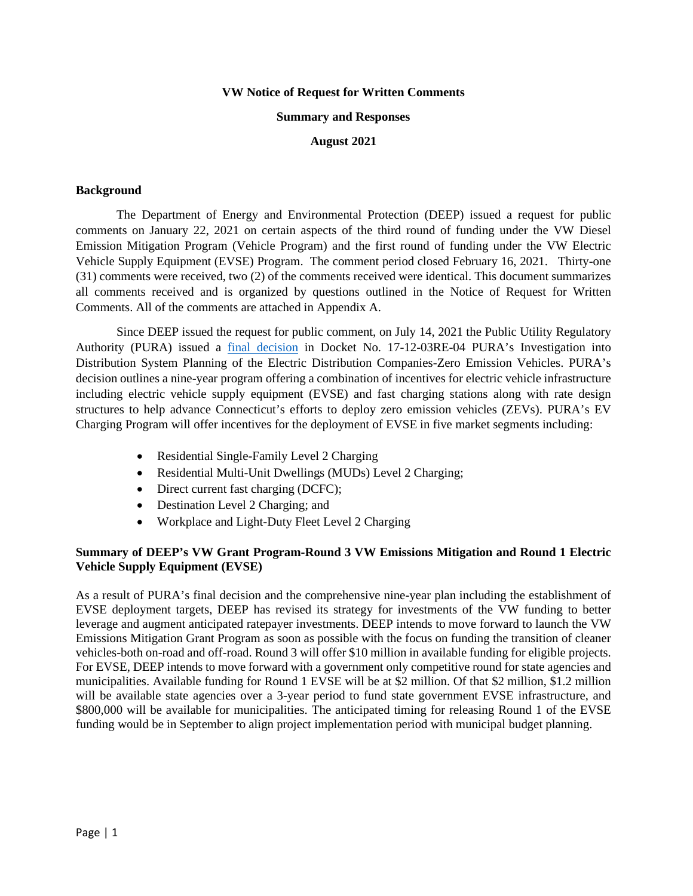**VW Notice of Request for Written Comments**

**Summary and Responses**

**August 2021**

### Background

The Department of Energy and Environmental Protection (DEEP) issued a request for public comments on January 22, 2021 on certain aspects of the third round of funding under the VW Diesel Emission Mitigation Program (Vehicle Program) and the first round of funding under the VW Electric Vehicle Supply Equipment (EVSE) Program. The comment period closed February 16, 2021. Thirty-one (31) comments were received, two (2) of the comments received were identical. This document summarizes all comments received and is organized by questions outlined in the Notice of Request for Written Comments. All of the comments are attached in Appendix A.

Since DEEP issued the request for public comment, on July 14, 2021 the Public Utility Regulatory Authority (PURA) issued a final decision in Docket No. 17-12-03RE-04 PURA's Investigation into Distribution System Planning of the Electric Distribution Companies-Zero Emission Vehicles. PURA's decision outlines a nine-year program offering a combination of incentives for electric vehicle infrastructure including electric vehicle supply equipment (EVSE) and fast charging stations along with rate design structures to help advance Connecticut's efforts to deploy zero emission vehicles (ZEVs). PURA's EV Charging Program will offer incentives for the deployment of EVSE in five market segments including:

- Residential Single-Family Level 2 Charging
- Residential Multi-Unit Dwellings (MUDs) Level 2 Charging;
- Direct current fast charging (DCFC);
- Destination Level 2 Charging; and
- Workplace and Light-Duty Fleet Level 2 Charging

### Summary of DEEP's VW Grant Program-Round 3 VW Emissions Mitigation and Round 1 Electric Vehicle Supply Equipment (EVSE)

As a result of PURA's final decision and the comprehensive nine-year plan including the establishment of EVSE deployment targets, DEEP has revised its strategy for investments of the VW funding to better leverage and augment anticipated ratepayer investments. DEEP intends to move forward to launch the VW Emissions Mitigation Grant Program as soon as possible with the focus on funding the transition of cleaner vehicles-both on-road and off-road. Round 3 will offer $10 million in available funding for eligible projects. For EVSE, DEEP intends to move forward with a government only competitive round for state agencies and municipalities. Available funding for Round 1 EVSE will be at $2 million. Of that $2 million, $1.2 million will be available state agencies over a 3-year period to fund state government EVSE infrastructure, and $800,000 will be available for municipalities. The anticipated timing for releasing Round 1 of the EVSE funding would be in September to align project implementation period with municipal budget planning.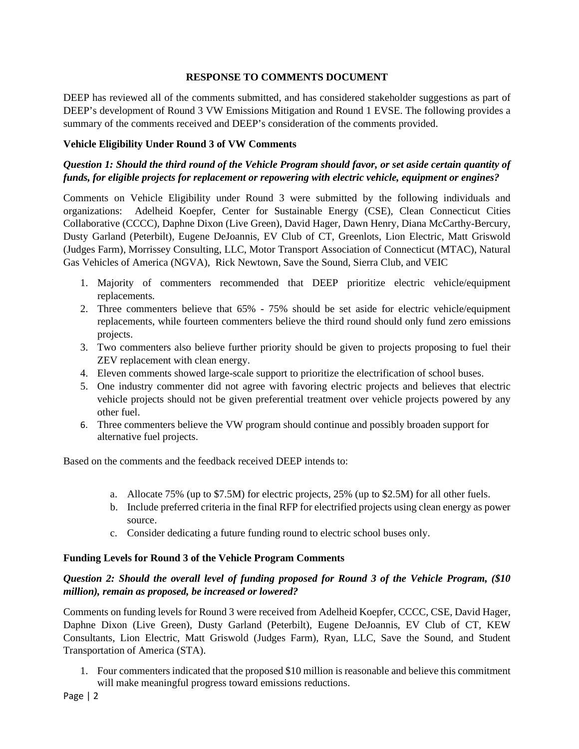**RESPONSE TO COMMENTS DOCUMENT**

DEEP has reviewed all of the comments submitted, and has considered stakeholder suggestions as part of DEEP's development of Round 3 VW Emissions Mitigation and Round 1 EVSE. The following provides a summary of the comments received and DEEP's consideration of the comments provided.

**Vehicle Eligibility Under Round 3 of VW Comments**

***Question 1: Should the third round of the Vehicle Program should favor, or set aside certain quantity of funds, for eligible projects for replacement or repowering with electric vehicle, equipment or engines?***

Comments on Vehicle Eligibility under Round 3 were submitted by the following individuals and organizations: Adelheid Koepfer, Center for Sustainable Energy (CSE), Clean Connecticut Cities Collaborative (CCCC), Daphne Dixon (Live Green), David Hager, Dawn Henry, Diana McCarthy-Bercury, Dusty Garland (Peterbilt), Eugene DeJoannis, EV Club of CT, Greenlots, Lion Electric, Matt Griswold (Judges Farm), Morrissey Consulting, LLC, Motor Transport Association of Connecticut (MTAC), Natural Gas Vehicles of America (NGVA), Rick Newtown, Save the Sound, Sierra Club, and VEIC

1. Majority of commenters recommended that DEEP prioritize electric vehicle/equipment replacements.
2. Three commenters believe that 65% - 75% should be set aside for electric vehicle/equipment replacements, while fourteen commenters believe the third round should only fund zero emissions projects.
3. Two commenters also believe further priority should be given to projects proposing to fuel their ZEV replacement with clean energy.
4. Eleven comments showed large-scale support to prioritize the electrification of school buses.
5. One industry commenter did not agree with favoring electric projects and believes that electric vehicle projects should not be given preferential treatment over vehicle projects powered by any other fuel.
6. Three commenters believe the VW program should continue and possibly broaden support for alternative fuel projects.

Based on the comments and the feedback received DEEP intends to:

a. Allocate 75% (up to $7.5M) for electric projects, 25% (up to $2.5M) for all other fuels.
b. Include preferred criteria in the final RFP for electrified projects using clean energy as power source.
c. Consider dedicating a future funding round to electric school buses only.

**Funding Levels for Round 3 of the Vehicle Program Comments**

***Question 2: Should the overall level of funding proposed for Round 3 of the Vehicle Program, ($10 million), remain as proposed, be increased or lowered?***

Comments on funding levels for Round 3 were received from Adelheid Koepfer, CCCC, CSE, David Hager, Daphne Dixon (Live Green), Dusty Garland (Peterbilt), Eugene DeJoannis, EV Club of CT, KEW Consultants, Lion Electric, Matt Griswold (Judges Farm), Ryan, LLC, Save the Sound, and Student Transportation of America (STA).

1. Four commenters indicated that the proposed $10 million is reasonable and believe this commitment will make meaningful progress toward emissions reductions.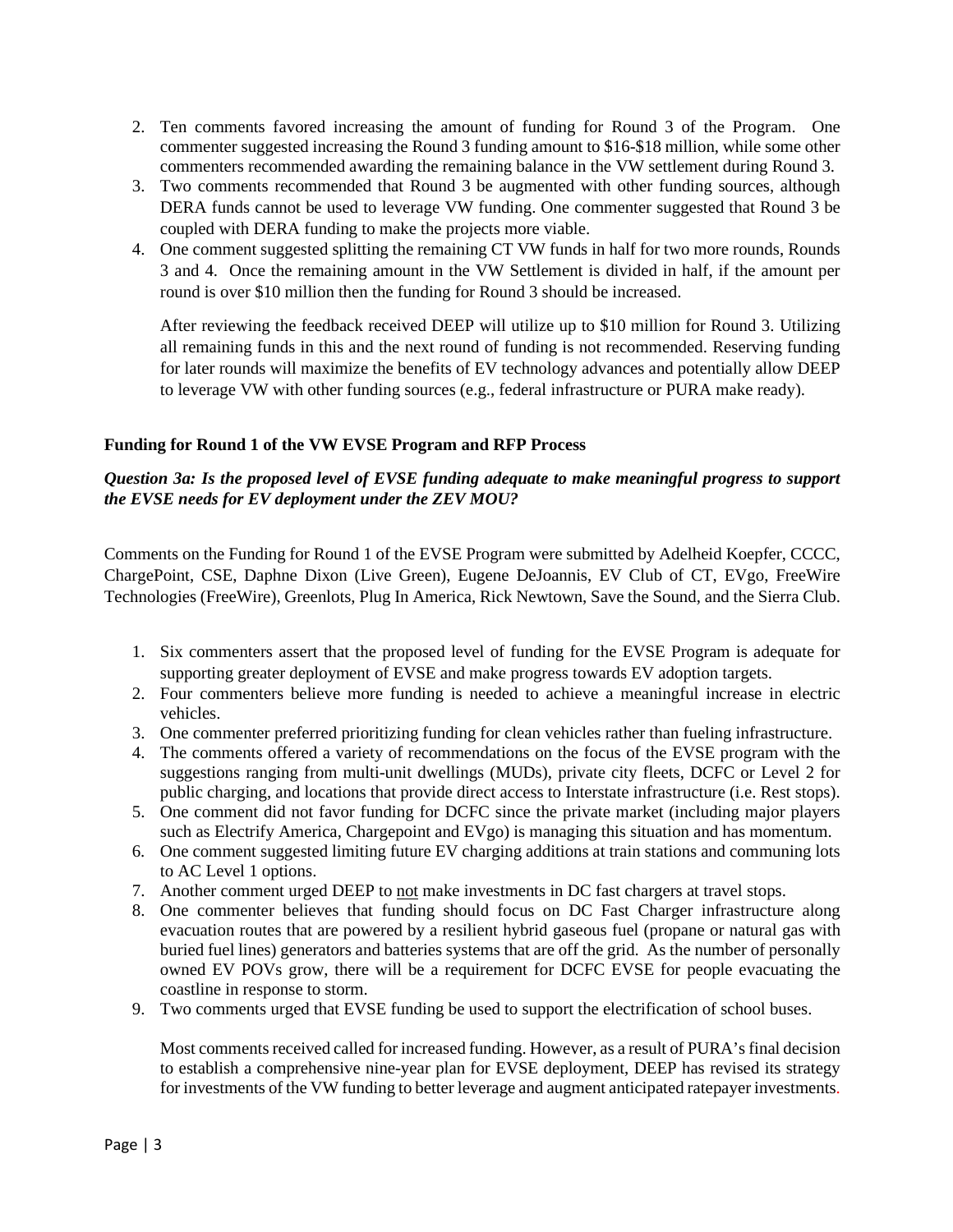2. Ten comments favored increasing the amount of funding for Round 3 of the Program. One commenter suggested increasing the Round 3 funding amount to $16-$18 million, while some other commenters recommended awarding the remaining balance in the VW settlement during Round 3.
3. Two comments recommended that Round 3 be augmented with other funding sources, although DERA funds cannot be used to leverage VW funding. One commenter suggested that Round 3 be coupled with DERA funding to make the projects more viable.
4. One comment suggested splitting the remaining CT VW funds in half for two more rounds, Rounds 3 and 4. Once the remaining amount in the VW Settlement is divided in half, if the amount per round is over $10 million then the funding for Round 3 should be increased.

   After reviewing the feedback received DEEP will utilize up to $10 million for Round 3. Utilizing all remaining funds in this and the next round of funding is not recommended. Reserving funding for later rounds will maximize the benefits of EV technology advances and potentially allow DEEP to leverage VW with other funding sources (e.g., federal infrastructure or PURA make ready).

**Funding for Round 1 of the VW EVSE Program and RFP Process**

***Question 3a: Is the proposed level of EVSE funding adequate to make meaningful progress to support the EVSE needs for EV deployment under the ZEV MOU?***

Comments on the Funding for Round 1 of the EVSE Program were submitted by Adelheid Koepfer, CCCC, ChargePoint, CSE, Daphne Dixon (Live Green), Eugene DeJoannis, EV Club of CT, EVgo, FreeWire Technologies (FreeWire), Greenlots, Plug In America, Rick Newtown, Save the Sound, and the Sierra Club.

1. Six commenters assert that the proposed level of funding for the EVSE Program is adequate for supporting greater deployment of EVSE and make progress towards EV adoption targets.
2. Four commenters believe more funding is needed to achieve a meaningful increase in electric vehicles.
3. One commenter preferred prioritizing funding for clean vehicles rather than fueling infrastructure.
4. The comments offered a variety of recommendations on the focus of the EVSE program with the suggestions ranging from multi-unit dwellings (MUDs), private city fleets, DCFC or Level 2 for public charging, and locations that provide direct access to Interstate infrastructure (i.e. Rest stops).
5. One comment did not favor funding for DCFC since the private market (including major players such as Electrify America, Chargepoint and EVgo) is managing this situation and has momentum.
6. One comment suggested limiting future EV charging additions at train stations and communing lots to AC Level 1 options.
7. Another comment urged DEEP to not make investments in DC fast chargers at travel stops.
8. One commenter believes that funding should focus on DC Fast Charger infrastructure along evacuation routes that are powered by a resilient hybrid gaseous fuel (propane or natural gas with buried fuel lines) generators and batteries systems that are off the grid. As the number of personally owned EV POVs grow, there will be a requirement for DCFC EVSE for people evacuating the coastline in response to storm.
9. Two comments urged that EVSE funding be used to support the electrification of school buses.

   Most comments received called for increased funding. However, as a result of PURA's final decision to establish a comprehensive nine-year plan for EVSE deployment, DEEP has revised its strategy for investments of the VW funding to better leverage and augment anticipated ratepayer investments.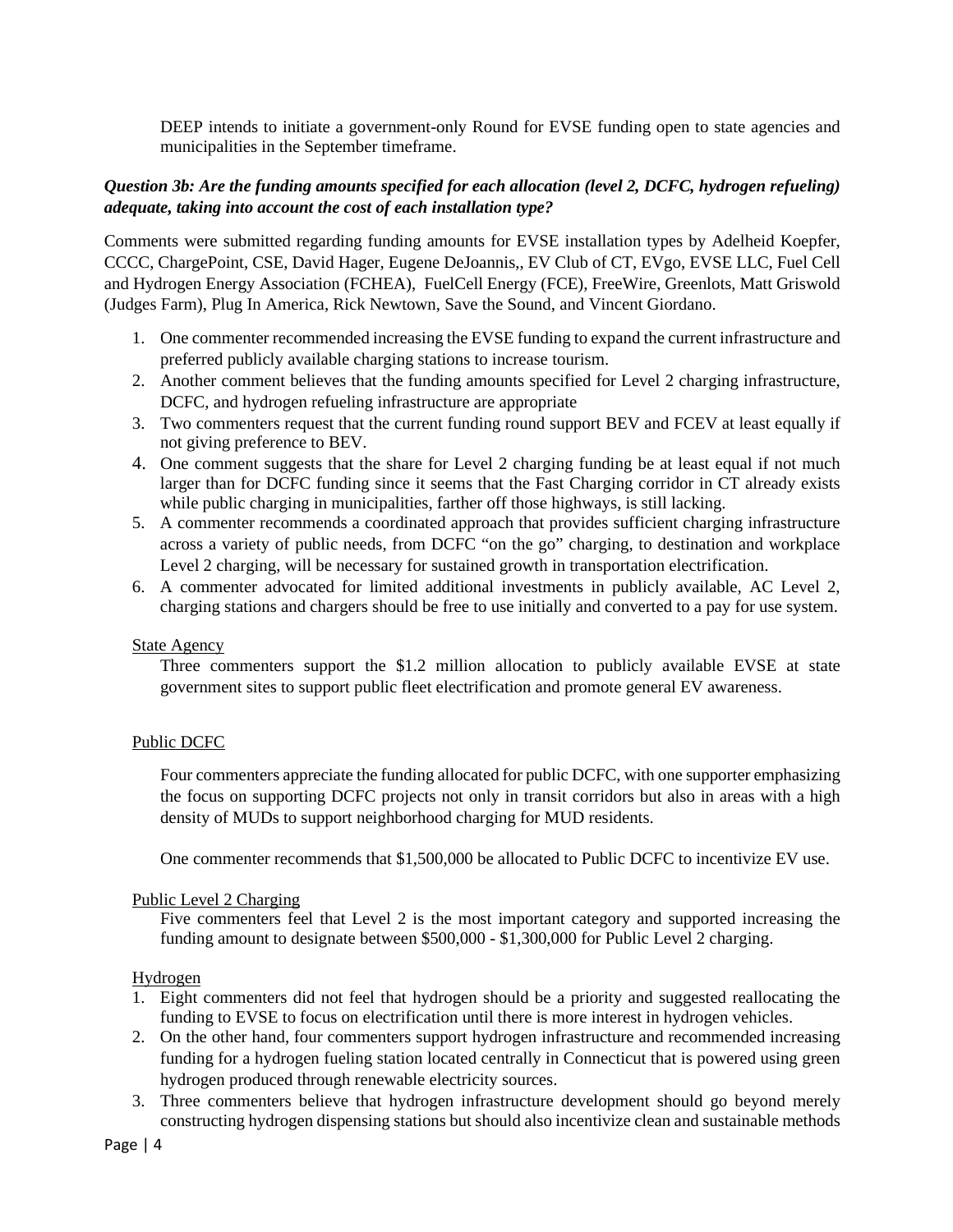DEEP intends to initiate a government-only Round for EVSE funding open to state agencies and municipalities in the September timeframe.

***Question 3b: Are the funding amounts specified for each allocation (level 2, DCFC, hydrogen refueling) adequate, taking into account the cost of each installation type?***

Comments were submitted regarding funding amounts for EVSE installation types by Adelheid Koepfer, CCCC, ChargePoint, CSE, David Hager, Eugene DeJoannis,, EV Club of CT, EVgo, EVSE LLC, Fuel Cell and Hydrogen Energy Association (FCHEA), FuelCell Energy (FCE), FreeWire, Greenlots, Matt Griswold (Judges Farm), Plug In America, Rick Newtown, Save the Sound, and Vincent Giordano.

1. One commenter recommended increasing the EVSE funding to expand the current infrastructure and preferred publicly available charging stations to increase tourism.
2. Another comment believes that the funding amounts specified for Level 2 charging infrastructure, DCFC, and hydrogen refueling infrastructure are appropriate
3. Two commenters request that the current funding round support BEV and FCEV at least equally if not giving preference to BEV.
4. One comment suggests that the share for Level 2 charging funding be at least equal if not much larger than for DCFC funding since it seems that the Fast Charging corridor in CT already exists while public charging in municipalities, farther off those highways, is still lacking.
5. A commenter recommends a coordinated approach that provides sufficient charging infrastructure across a variety of public needs, from DCFC "on the go" charging, to destination and workplace Level 2 charging, will be necessary for sustained growth in transportation electrification.
6. A commenter advocated for limited additional investments in publicly available, AC Level 2, charging stations and chargers should be free to use initially and converted to a pay for use system.

<u>State Agency</u>

Three commenters support the $1.2 million allocation to publicly available EVSE at state government sites to support public fleet electrification and promote general EV awareness.

<u>Public DCFC</u>

Four commenters appreciate the funding allocated for public DCFC, with one supporter emphasizing the focus on supporting DCFC projects not only in transit corridors but also in areas with a high density of MUDs to support neighborhood charging for MUD residents.

One commenter recommends that $1,500,000 be allocated to Public DCFC to incentivize EV use.

<u>Public Level 2 Charging</u>

Five commenters feel that Level 2 is the most important category and supported increasing the funding amount to designate between $500,000 - $1,300,000 for Public Level 2 charging.

<u>Hydrogen</u>

1. Eight commenters did not feel that hydrogen should be a priority and suggested reallocating the funding to EVSE to focus on electrification until there is more interest in hydrogen vehicles.
2. On the other hand, four commenters support hydrogen infrastructure and recommended increasing funding for a hydrogen fueling station located centrally in Connecticut that is powered using green hydrogen produced through renewable electricity sources.
3. Three commenters believe that hydrogen infrastructure development should go beyond merely constructing hydrogen dispensing stations but should also incentivize clean and sustainable methods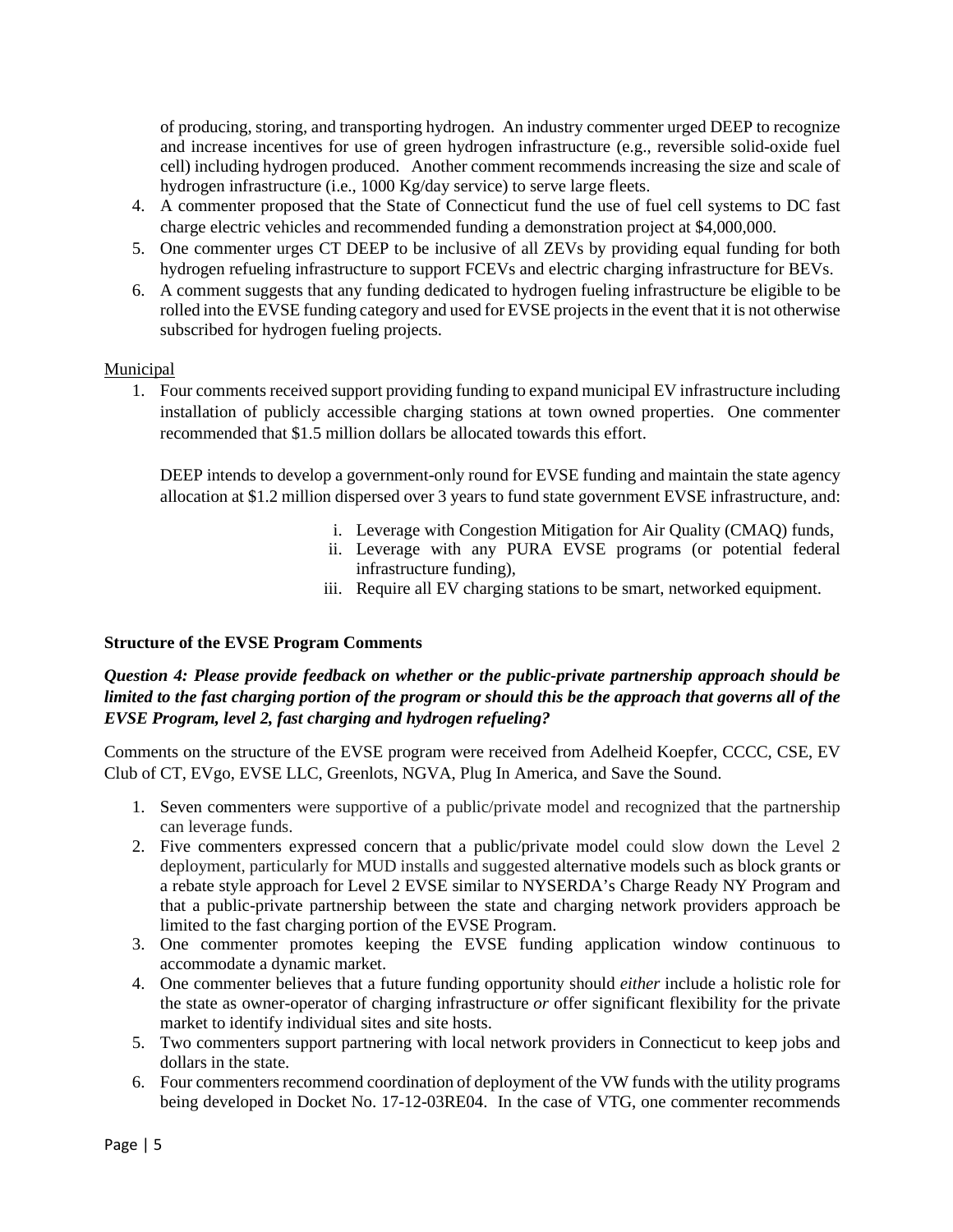of producing, storing, and transporting hydrogen. An industry commenter urged DEEP to recognize and increase incentives for use of green hydrogen infrastructure (e.g., reversible solid-oxide fuel cell) including hydrogen produced. Another comment recommends increasing the size and scale of hydrogen infrastructure (i.e., 1000 Kg/day service) to serve large fleets.

4. A commenter proposed that the State of Connecticut fund the use of fuel cell systems to DC fast charge electric vehicles and recommended funding a demonstration project at $4,000,000.
5. One commenter urges CT DEEP to be inclusive of all ZEVs by providing equal funding for both hydrogen refueling infrastructure to support FCEVs and electric charging infrastructure for BEVs.
6. A comment suggests that any funding dedicated to hydrogen fueling infrastructure be eligible to be rolled into the EVSE funding category and used for EVSE projects in the event that it is not otherwise subscribed for hydrogen fueling projects.

<u>Municipal</u>

1. Four comments received support providing funding to expand municipal EV infrastructure including installation of publicly accessible charging stations at town owned properties. One commenter recommended that $1.5 million dollars be allocated towards this effort.

   DEEP intends to develop a government-only round for EVSE funding and maintain the state agency allocation at $1.2 million dispersed over 3 years to fund state government EVSE infrastructure, and:

   i. Leverage with Congestion Mitigation for Air Quality (CMAQ) funds,
   ii. Leverage with any PURA EVSE programs (or potential federal infrastructure funding),
   iii. Require all EV charging stations to be smart, networked equipment.

**Structure of the EVSE Program Comments**

***Question 4: Please provide feedback on whether or the public-private partnership approach should be limited to the fast charging portion of the program or should this be the approach that governs all of the EVSE Program, level 2, fast charging and hydrogen refueling?***

Comments on the structure of the EVSE program were received from Adelheid Koepfer, CCCC, CSE, EV Club of CT, EVgo, EVSE LLC, Greenlots, NGVA, Plug In America, and Save the Sound.

1. Seven commenters were supportive of a public/private model and recognized that the partnership can leverage funds.
2. Five commenters expressed concern that a public/private model could slow down the Level 2 deployment, particularly for MUD installs and suggested alternative models such as block grants or a rebate style approach for Level 2 EVSE similar to NYSERDA's Charge Ready NY Program and that a public-private partnership between the state and charging network providers approach be limited to the fast charging portion of the EVSE Program.
3. One commenter promotes keeping the EVSE funding application window continuous to accommodate a dynamic market.
4. One commenter believes that a future funding opportunity should *either* include a holistic role for the state as owner-operator of charging infrastructure *or* offer significant flexibility for the private market to identify individual sites and site hosts.
5. Two commenters support partnering with local network providers in Connecticut to keep jobs and dollars in the state.
6. Four commenters recommend coordination of deployment of the VW funds with the utility programs being developed in Docket No. 17-12-03RE04. In the case of VTG, one commenter recommends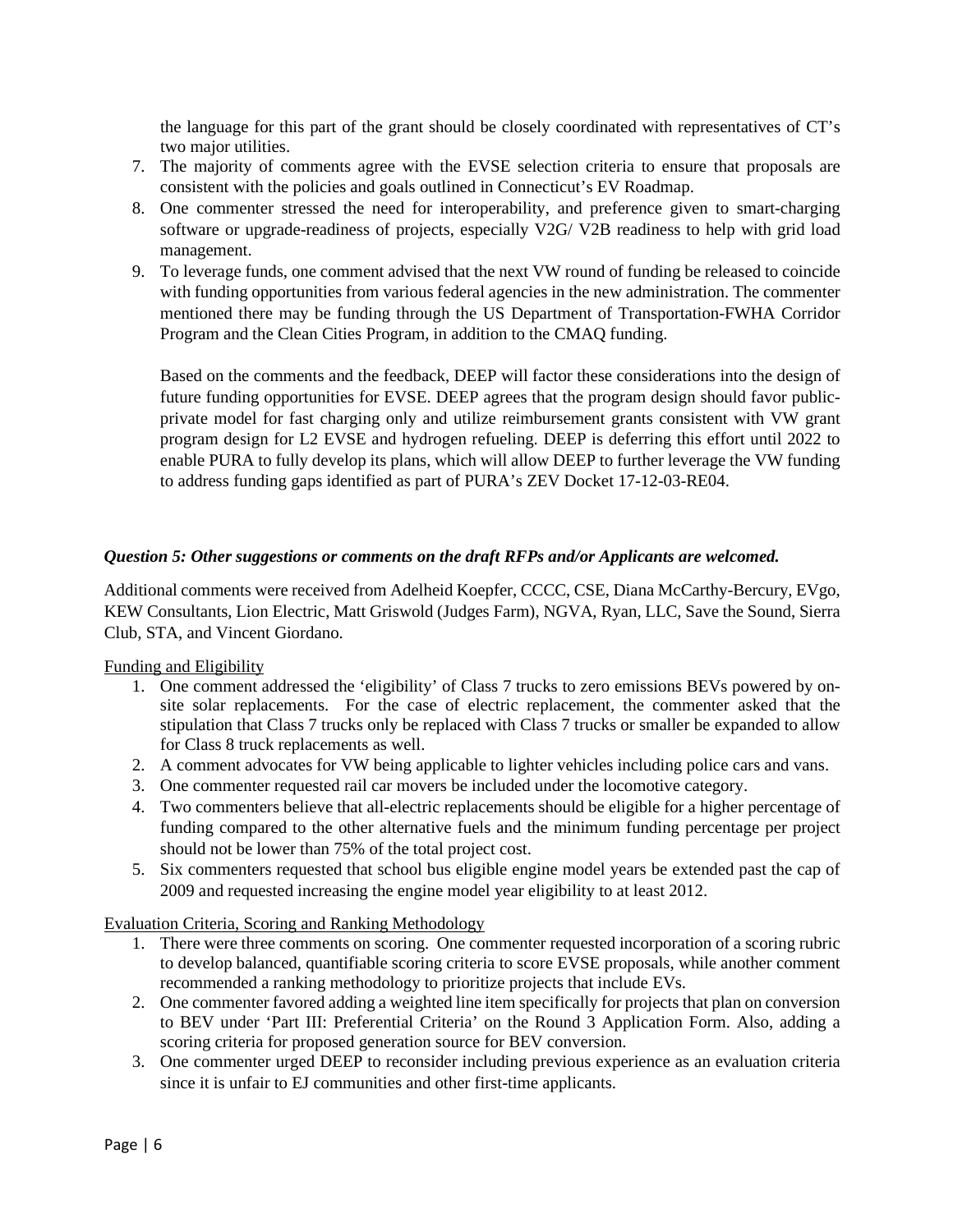the language for this part of the grant should be closely coordinated with representatives of CT's two major utilities.

7. The majority of comments agree with the EVSE selection criteria to ensure that proposals are consistent with the policies and goals outlined in Connecticut's EV Roadmap.
8. One commenter stressed the need for interoperability, and preference given to smart-charging software or upgrade-readiness of projects, especially V2G/ V2B readiness to help with grid load management.
9. To leverage funds, one comment advised that the next VW round of funding be released to coincide with funding opportunities from various federal agencies in the new administration. The commenter mentioned there may be funding through the US Department of Transportation-FWHA Corridor Program and the Clean Cities Program, in addition to the CMAQ funding.

   Based on the comments and the feedback, DEEP will factor these considerations into the design of future funding opportunities for EVSE. DEEP agrees that the program design should favor public-private model for fast charging only and utilize reimbursement grants consistent with VW grant program design for L2 EVSE and hydrogen refueling. DEEP is deferring this effort until 2022 to enable PURA to fully develop its plans, which will allow DEEP to further leverage the VW funding to address funding gaps identified as part of PURA's ZEV Docket 17-12-03-RE04.

***Question 5: Other suggestions or comments on the draft RFPs and/or Applicants are welcomed.***

Additional comments were received from Adelheid Koepfer, CCCC, CSE, Diana McCarthy-Bercury, EVgo, KEW Consultants, Lion Electric, Matt Griswold (Judges Farm), NGVA, Ryan, LLC, Save the Sound, Sierra Club, STA, and Vincent Giordano.

<u>Funding and Eligibility</u>

1. One comment addressed the 'eligibility' of Class 7 trucks to zero emissions BEVs powered by on-site solar replacements. For the case of electric replacement, the commenter asked that the stipulation that Class 7 trucks only be replaced with Class 7 trucks or smaller be expanded to allow for Class 8 truck replacements as well.
2. A comment advocates for VW being applicable to lighter vehicles including police cars and vans.
3. One commenter requested rail car movers be included under the locomotive category.
4. Two commenters believe that all-electric replacements should be eligible for a higher percentage of funding compared to the other alternative fuels and the minimum funding percentage per project should not be lower than 75% of the total project cost.
5. Six commenters requested that school bus eligible engine model years be extended past the cap of 2009 and requested increasing the engine model year eligibility to at least 2012.

<u>Evaluation Criteria, Scoring and Ranking Methodology</u>

1. There were three comments on scoring. One commenter requested incorporation of a scoring rubric to develop balanced, quantifiable scoring criteria to score EVSE proposals, while another comment recommended a ranking methodology to prioritize projects that include EVs.
2. One commenter favored adding a weighted line item specifically for projects that plan on conversion to BEV under 'Part III: Preferential Criteria' on the Round 3 Application Form. Also, adding a scoring criteria for proposed generation source for BEV conversion.
3. One commenter urged DEEP to reconsider including previous experience as an evaluation criteria since it is unfair to EJ communities and other first-time applicants.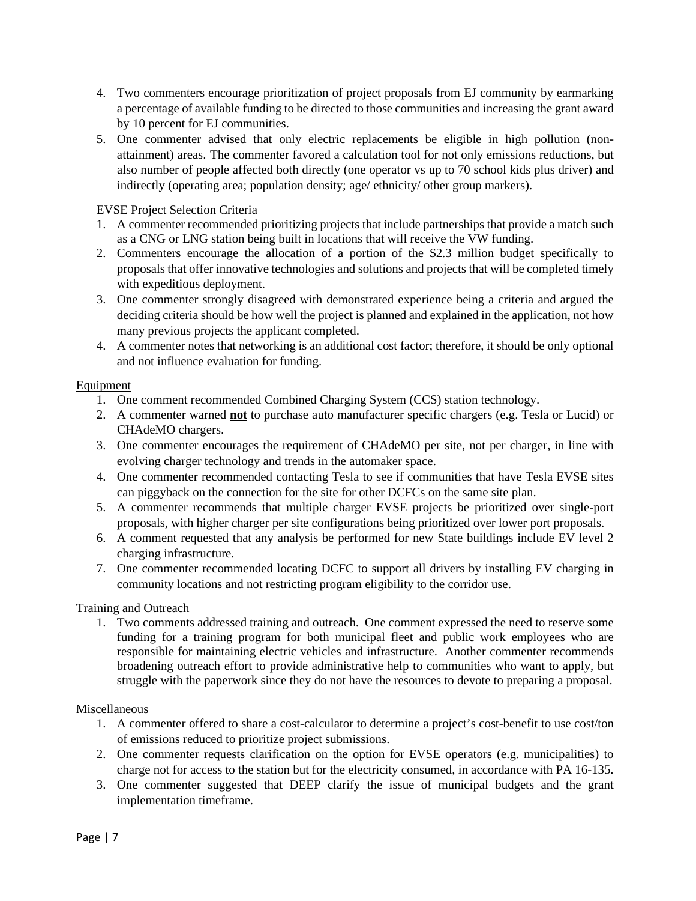4. Two commenters encourage prioritization of project proposals from EJ community by earmarking a percentage of available funding to be directed to those communities and increasing the grant award by 10 percent for EJ communities.
5. One commenter advised that only electric replacements be eligible in high pollution (non-attainment) areas. The commenter favored a calculation tool for not only emissions reductions, but also number of people affected both directly (one operator vs up to 70 school kids plus driver) and indirectly (operating area; population density; age/ ethnicity/ other group markers).

<u>EVSE Project Selection Criteria</u>

1. A commenter recommended prioritizing projects that include partnerships that provide a match such as a CNG or LNG station being built in locations that will receive the VW funding.
2. Commenters encourage the allocation of a portion of the $2.3 million budget specifically to proposals that offer innovative technologies and solutions and projects that will be completed timely with expeditious deployment.
3. One commenter strongly disagreed with demonstrated experience being a criteria and argued the deciding criteria should be how well the project is planned and explained in the application, not how many previous projects the applicant completed.
4. A commenter notes that networking is an additional cost factor; therefore, it should be only optional and not influence evaluation for funding.

<u>Equipment</u>

1. One comment recommended Combined Charging System (CCS) station technology.
2. A commenter warned <u>**not**</u> to purchase auto manufacturer specific chargers (e.g. Tesla or Lucid) or CHAdeMO chargers.
3. One commenter encourages the requirement of CHAdeMO per site, not per charger, in line with evolving charger technology and trends in the automaker space.
4. One commenter recommended contacting Tesla to see if communities that have Tesla EVSE sites can piggyback on the connection for the site for other DCFCs on the same site plan.
5. A commenter recommends that multiple charger EVSE projects be prioritized over single-port proposals, with higher charger per site configurations being prioritized over lower port proposals.
6. A comment requested that any analysis be performed for new State buildings include EV level 2 charging infrastructure.
7. One commenter recommended locating DCFC to support all drivers by installing EV charging in community locations and not restricting program eligibility to the corridor use.

<u>Training and Outreach</u>

1. Two comments addressed training and outreach. One comment expressed the need to reserve some funding for a training program for both municipal fleet and public work employees who are responsible for maintaining electric vehicles and infrastructure. Another commenter recommends broadening outreach effort to provide administrative help to communities who want to apply, but struggle with the paperwork since they do not have the resources to devote to preparing a proposal.

<u>Miscellaneous</u>

1. A commenter offered to share a cost-calculator to determine a project's cost-benefit to use cost/ton of emissions reduced to prioritize project submissions.
2. One commenter requests clarification on the option for EVSE operators (e.g. municipalities) to charge not for access to the station but for the electricity consumed, in accordance with PA 16-135.
3. One commenter suggested that DEEP clarify the issue of municipal budgets and the grant implementation timeframe.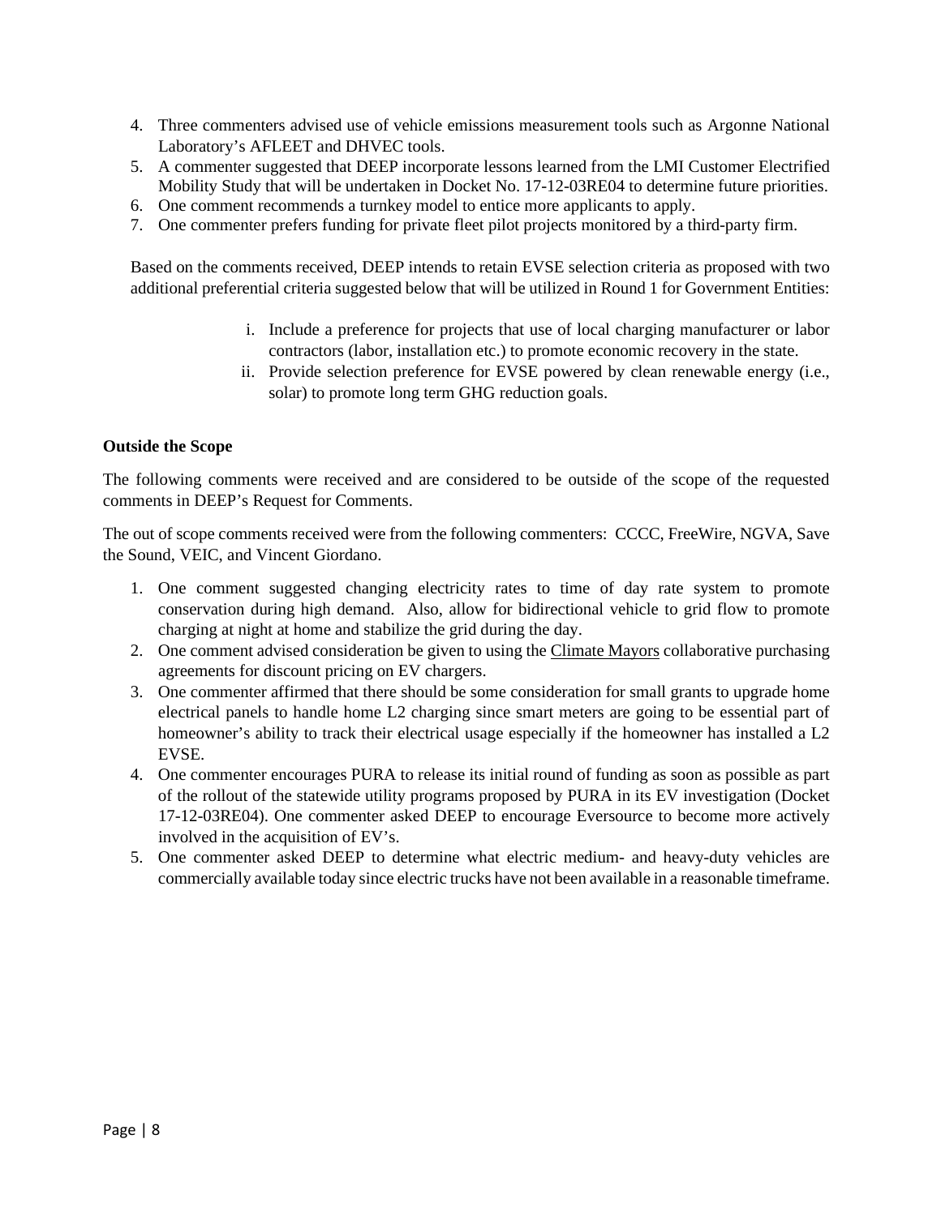4. Three commenters advised use of vehicle emissions measurement tools such as Argonne National Laboratory's AFLEET and DHVEC tools.
5. A commenter suggested that DEEP incorporate lessons learned from the LMI Customer Electrified Mobility Study that will be undertaken in Docket No. 17-12-03RE04 to determine future priorities.
6. One comment recommends a turnkey model to entice more applicants to apply.
7. One commenter prefers funding for private fleet pilot projects monitored by a third-party firm.

Based on the comments received, DEEP intends to retain EVSE selection criteria as proposed with two additional preferential criteria suggested below that will be utilized in Round 1 for Government Entities:

i. Include a preference for projects that use of local charging manufacturer or labor contractors (labor, installation etc.) to promote economic recovery in the state.
ii. Provide selection preference for EVSE powered by clean renewable energy (i.e., solar) to promote long term GHG reduction goals.

**Outside the Scope**

The following comments were received and are considered to be outside of the scope of the requested comments in DEEP's Request for Comments.

The out of scope comments received were from the following commenters: CCCC, FreeWire, NGVA, Save the Sound, VEIC, and Vincent Giordano.

1. One comment suggested changing electricity rates to time of day rate system to promote conservation during high demand. Also, allow for bidirectional vehicle to grid flow to promote charging at night at home and stabilize the grid during the day.
2. One comment advised consideration be given to using the Climate Mayors collaborative purchasing agreements for discount pricing on EV chargers.
3. One commenter affirmed that there should be some consideration for small grants to upgrade home electrical panels to handle home L2 charging since smart meters are going to be essential part of homeowner's ability to track their electrical usage especially if the homeowner has installed a L2 EVSE.
4. One commenter encourages PURA to release its initial round of funding as soon as possible as part of the rollout of the statewide utility programs proposed by PURA in its EV investigation (Docket 17-12-03RE04). One commenter asked DEEP to encourage Eversource to become more actively involved in the acquisition of EV's.
5. One commenter asked DEEP to determine what electric medium- and heavy-duty vehicles are commercially available today since electric trucks have not been available in a reasonable timeframe.